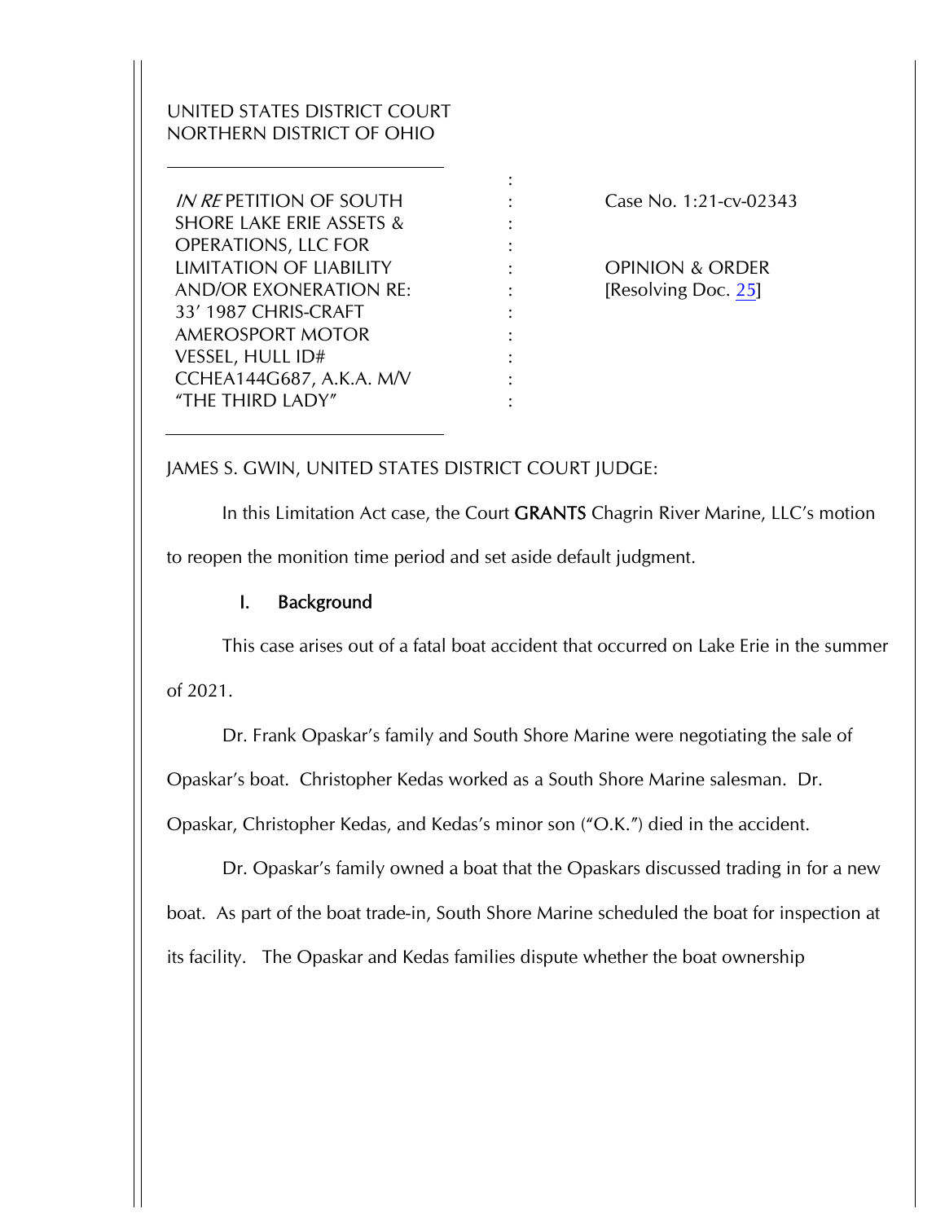UNITED STATES DISTRICT COURT
NORTHERN DISTRICT OF OHIO

| | | |
|---|---|---|
| *IN RE* PETITION OF SOUTH SHORE LAKE ERIE ASSETS & OPERATIONS, LLC FOR LIMITATION OF LIABILITY AND/OR EXONERATION RE: 33' 1987 CHRIS-CRAFT AMEROSPORT MOTOR VESSEL, HULL ID# CCHEA144G687, A.K.A. M/V "THE THIRD LADY" | : | Case No. 1:21-cv-02343<br><br>OPINION & ORDER<br>[Resolving Doc. 25] |

JAMES S. GWIN, UNITED STATES DISTRICT COURT JUDGE:

In this Limitation Act case, the Court **GRANTS** Chagrin River Marine, LLC's motion to reopen the monition time period and set aside default judgment.

## I. Background

This case arises out of a fatal boat accident that occurred on Lake Erie in the summer of 2021.

Dr. Frank Opaskar's family and South Shore Marine were negotiating the sale of Opaskar's boat. Christopher Kedas worked as a South Shore Marine salesman. Dr. Opaskar, Christopher Kedas, and Kedas's minor son ("O.K.") died in the accident.

Dr. Opaskar's family owned a boat that the Opaskars discussed trading in for a new boat. As part of the boat trade-in, South Shore Marine scheduled the boat for inspection at its facility. The Opaskar and Kedas families dispute whether the boat ownership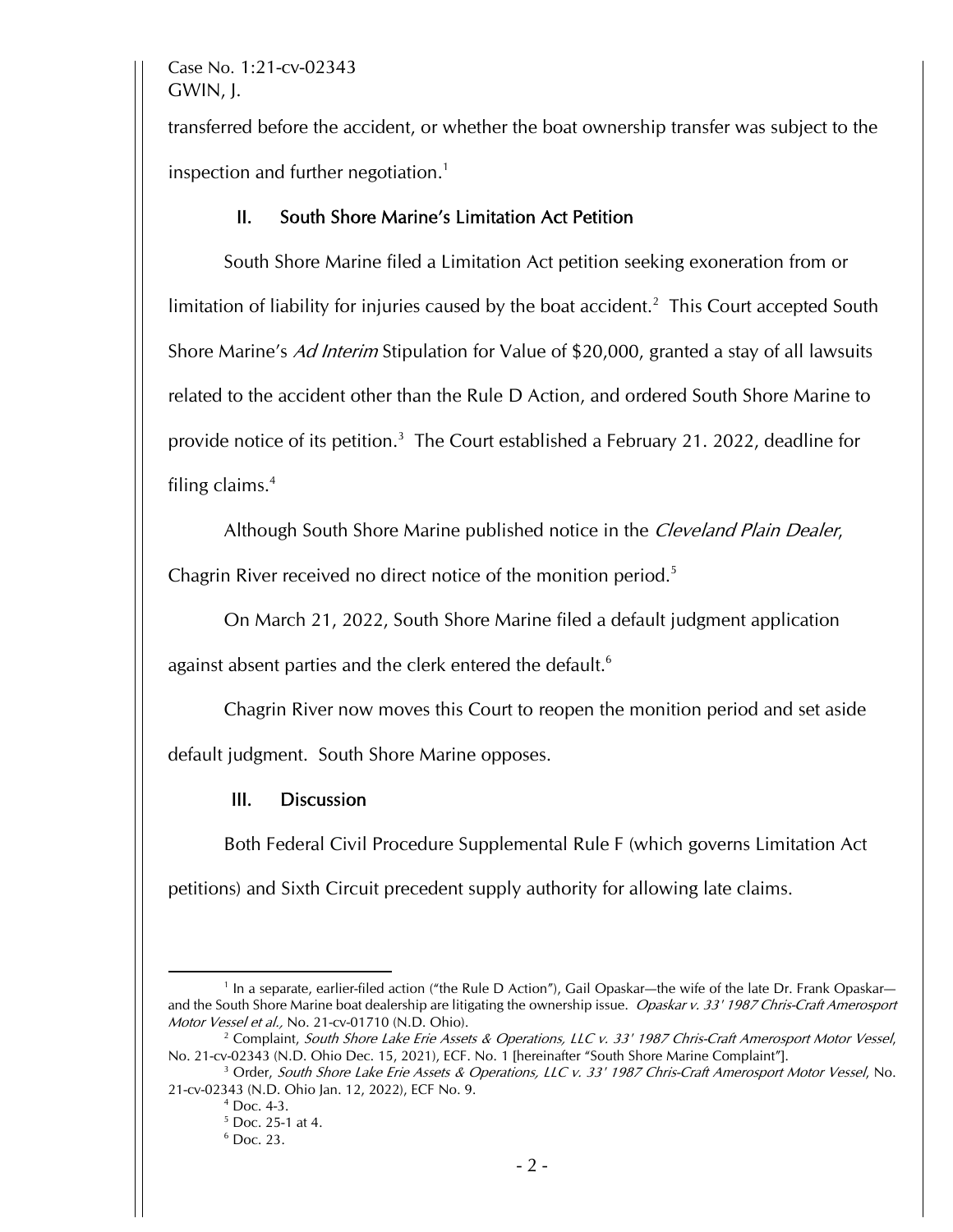transferred before the accident, or whether the boat ownership transfer was subject to the inspection and further negotiation.[1]

## II. South Shore Marine's Limitation Act Petition

South Shore Marine filed a Limitation Act petition seeking exoneration from or limitation of liability for injuries caused by the boat accident.[2] This Court accepted South Shore Marine's *Ad Interim* Stipulation for Value of $20,000, granted a stay of all lawsuits related to the accident other than the Rule D Action, and ordered South Shore Marine to provide notice of its petition.[3] The Court established a February 21. 2022, deadline for filing claims.[4]

Although South Shore Marine published notice in the *Cleveland Plain Dealer*, Chagrin River received no direct notice of the monition period.[5]

On March 21, 2022, South Shore Marine filed a default judgment application against absent parties and the clerk entered the default.[6]

Chagrin River now moves this Court to reopen the monition period and set aside default judgment. South Shore Marine opposes.

## III. Discussion

Both Federal Civil Procedure Supplemental Rule F (which governs Limitation Act petitions) and Sixth Circuit precedent supply authority for allowing late claims.

---

[1] In a separate, earlier-filed action ("the Rule D Action"), Gail Opaskar—the wife of the late Dr. Frank Opaskar—and the South Shore Marine boat dealership are litigating the ownership issue. *Opaskar v. 33' 1987 Chris-Craft Amerosport Motor Vessel et al.,* No. 21-cv-01710 (N.D. Ohio).

[2] Complaint, *South Shore Lake Erie Assets & Operations, LLC v. 33' 1987 Chris-Craft Amerosport Motor Vessel*, No. 21-cv-02343 (N.D. Ohio Dec. 15, 2021), ECF. No. 1 [hereinafter "South Shore Marine Complaint"].

[3] Order, *South Shore Lake Erie Assets & Operations, LLC v. 33' 1987 Chris-Craft Amerosport Motor Vessel*, No. 21-cv-02343 (N.D. Ohio Jan. 12, 2022), ECF No. 9.

[4] Doc. 4-3.

[5] Doc. 25-1 at 4.

[6] Doc. 23.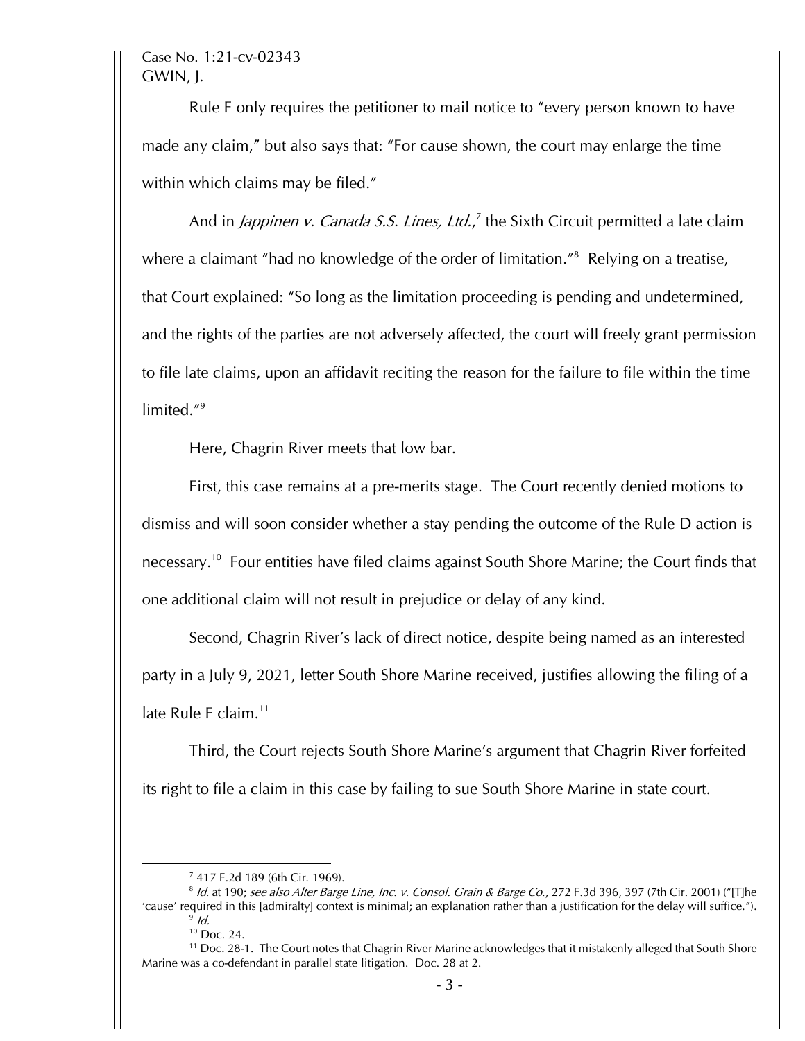Rule F only requires the petitioner to mail notice to "every person known to have made any claim," but also says that: "For cause shown, the court may enlarge the time within which claims may be filed."

And in *Jappinen v. Canada S.S. Lines, Ltd.*,[7] the Sixth Circuit permitted a late claim where a claimant "had no knowledge of the order of limitation."[8] Relying on a treatise, that Court explained: "So long as the limitation proceeding is pending and undetermined, and the rights of the parties are not adversely affected, the court will freely grant permission to file late claims, upon an affidavit reciting the reason for the failure to file within the time limited."[9]

Here, Chagrin River meets that low bar.

First, this case remains at a pre-merits stage. The Court recently denied motions to dismiss and will soon consider whether a stay pending the outcome of the Rule D action is necessary.[10] Four entities have filed claims against South Shore Marine; the Court finds that one additional claim will not result in prejudice or delay of any kind.

Second, Chagrin River's lack of direct notice, despite being named as an interested party in a July 9, 2021, letter South Shore Marine received, justifies allowing the filing of a late Rule F claim.[11]

Third, the Court rejects South Shore Marine's argument that Chagrin River forfeited its right to file a claim in this case by failing to sue South Shore Marine in state court.

---

[7] 417 F.2d 189 (6th Cir. 1969).

[8] *Id.* at 190; *see also Alter Barge Line, Inc. v. Consol. Grain & Barge Co.*, 272 F.3d 396, 397 (7th Cir. 2001) ("[T]he 'cause' required in this [admiralty] context is minimal; an explanation rather than a justification for the delay will suffice.").

[9] *Id.*

[10] Doc. 24.

[11] Doc. 28-1. The Court notes that Chagrin River Marine acknowledges that it mistakenly alleged that South Shore Marine was a co-defendant in parallel state litigation. Doc. 28 at 2.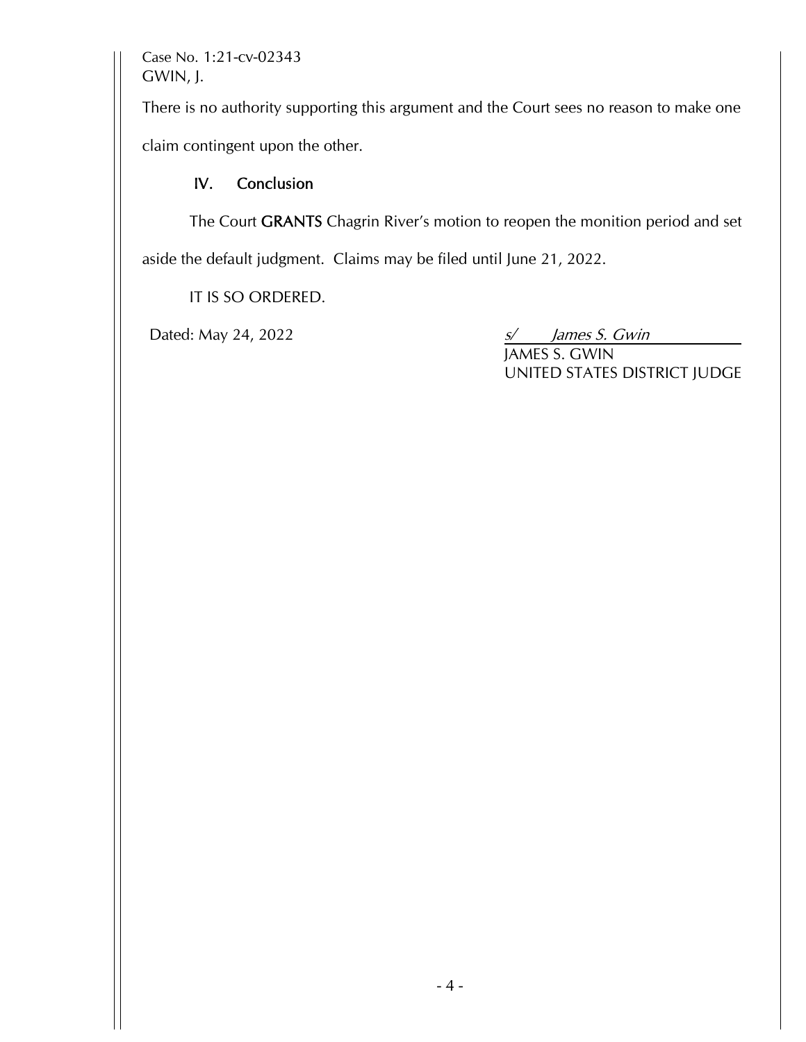There is no authority supporting this argument and the Court sees no reason to make one claim contingent upon the other.

## IV. Conclusion

The Court **GRANTS** Chagrin River's motion to reopen the monition period and set aside the default judgment. Claims may be filed until June 21, 2022.

IT IS SO ORDERED.

Dated: May 24, 2022

*s/ James S. Gwin*
JAMES S. GWIN
UNITED STATES DISTRICT JUDGE